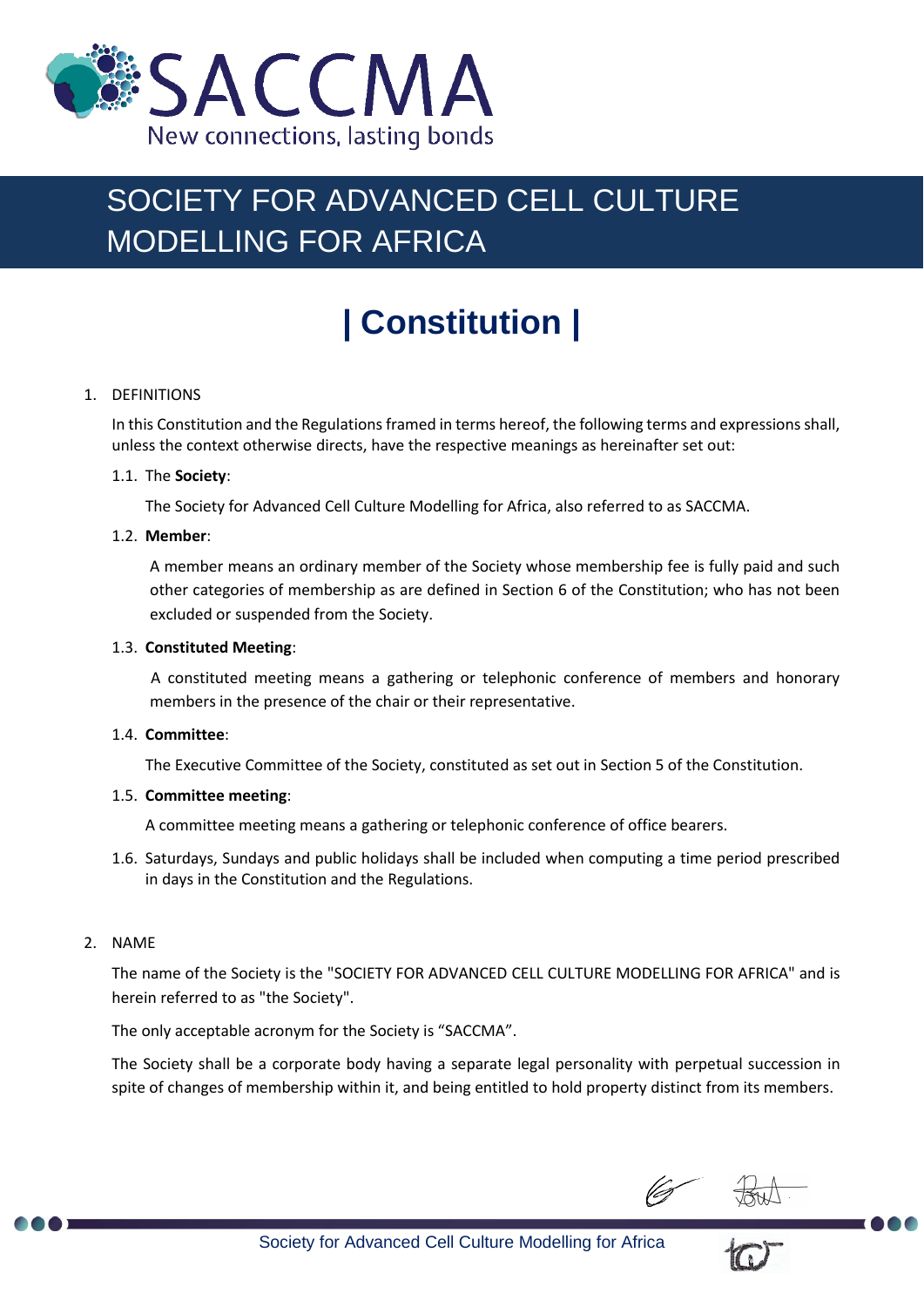SACCMA

New connections, lasting bonds

# SOCIETY FOR ADVANCED CELL CULTURE MODELLING FOR AFRICA

# | Constitution |

1. DEFINITIONS

   In this Constitution and the Regulations framed in terms hereof, the following terms and expressions shall, unless the context otherwise directs, have the respective meanings as hereinafter set out:

   1.1. The **Society**:

   The Society for Advanced Cell Culture Modelling for Africa, also referred to as SACCMA.

   1.2. **Member**:

   A member means an ordinary member of the Society whose membership fee is fully paid and such other categories of membership as are defined in Section 6 of the Constitution; who has not been excluded or suspended from the Society.

   1.3. **Constituted Meeting**:

   A constituted meeting means a gathering or telephonic conference of members and honorary members in the presence of the chair or their representative.

   1.4. **Committee**:

   The Executive Committee of the Society, constituted as set out in Section 5 of the Constitution.

   1.5. **Committee meeting**:

   A committee meeting means a gathering or telephonic conference of office bearers.

   1.6. Saturdays, Sundays and public holidays shall be included when computing a time period prescribed in days in the Constitution and the Regulations.

2. NAME

   The name of the Society is the "SOCIETY FOR ADVANCED CELL CULTURE MODELLING FOR AFRICA" and is herein referred to as "the Society".

   The only acceptable acronym for the Society is "SACCMA".

   The Society shall be a corporate body having a separate legal personality with perpetual succession in spite of changes of membership within it, and being entitled to hold property distinct from its members.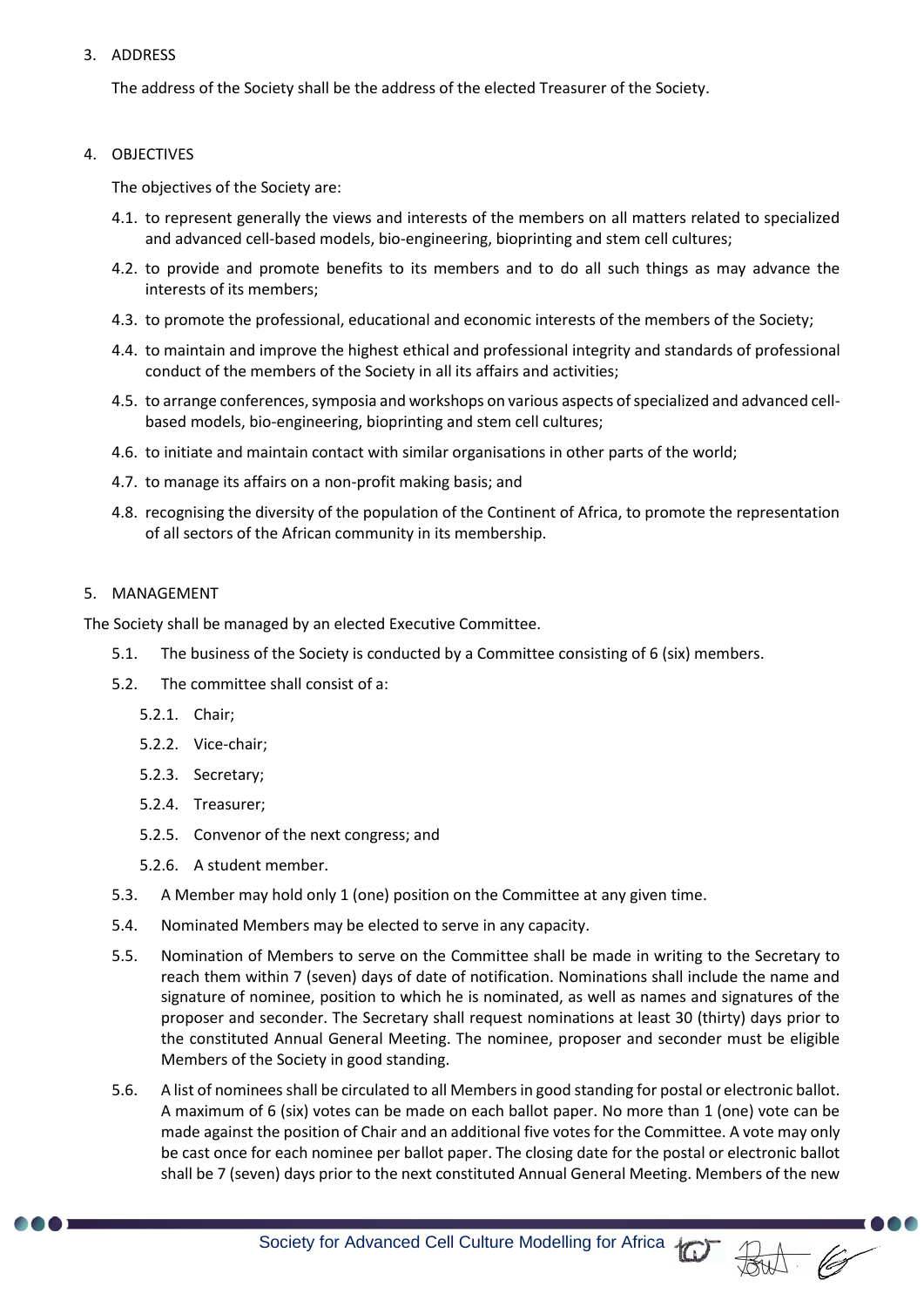3. ADDRESS

The address of the Society shall be the address of the elected Treasurer of the Society.

4. OBJECTIVES

The objectives of the Society are:

4.1. to represent generally the views and interests of the members on all matters related to specialized and advanced cell-based models, bio-engineering, bioprinting and stem cell cultures;

4.2. to provide and promote benefits to its members and to do all such things as may advance the interests of its members;

4.3. to promote the professional, educational and economic interests of the members of the Society;

4.4. to maintain and improve the highest ethical and professional integrity and standards of professional conduct of the members of the Society in all its affairs and activities;

4.5. to arrange conferences, symposia and workshops on various aspects of specialized and advanced cell-based models, bio-engineering, bioprinting and stem cell cultures;

4.6. to initiate and maintain contact with similar organisations in other parts of the world;

4.7. to manage its affairs on a non-profit making basis; and

4.8. recognising the diversity of the population of the Continent of Africa, to promote the representation of all sectors of the African community in its membership.

5. MANAGEMENT

The Society shall be managed by an elected Executive Committee.

5.1. The business of the Society is conducted by a Committee consisting of 6 (six) members.

5.2. The committee shall consist of a:

5.2.1. Chair;

5.2.2. Vice-chair;

5.2.3. Secretary;

5.2.4. Treasurer;

5.2.5. Convenor of the next congress; and

5.2.6. A student member.

5.3. A Member may hold only 1 (one) position on the Committee at any given time.

5.4. Nominated Members may be elected to serve in any capacity.

5.5. Nomination of Members to serve on the Committee shall be made in writing to the Secretary to reach them within 7 (seven) days of date of notification. Nominations shall include the name and signature of nominee, position to which he is nominated, as well as names and signatures of the proposer and seconder. The Secretary shall request nominations at least 30 (thirty) days prior to the constituted Annual General Meeting. The nominee, proposer and seconder must be eligible Members of the Society in good standing.

5.6. A list of nominees shall be circulated to all Members in good standing for postal or electronic ballot. A maximum of 6 (six) votes can be made on each ballot paper. No more than 1 (one) vote can be made against the position of Chair and an additional five votes for the Committee. A vote may only be cast once for each nominee per ballot paper. The closing date for the postal or electronic ballot shall be 7 (seven) days prior to the next constituted Annual General Meeting. Members of the new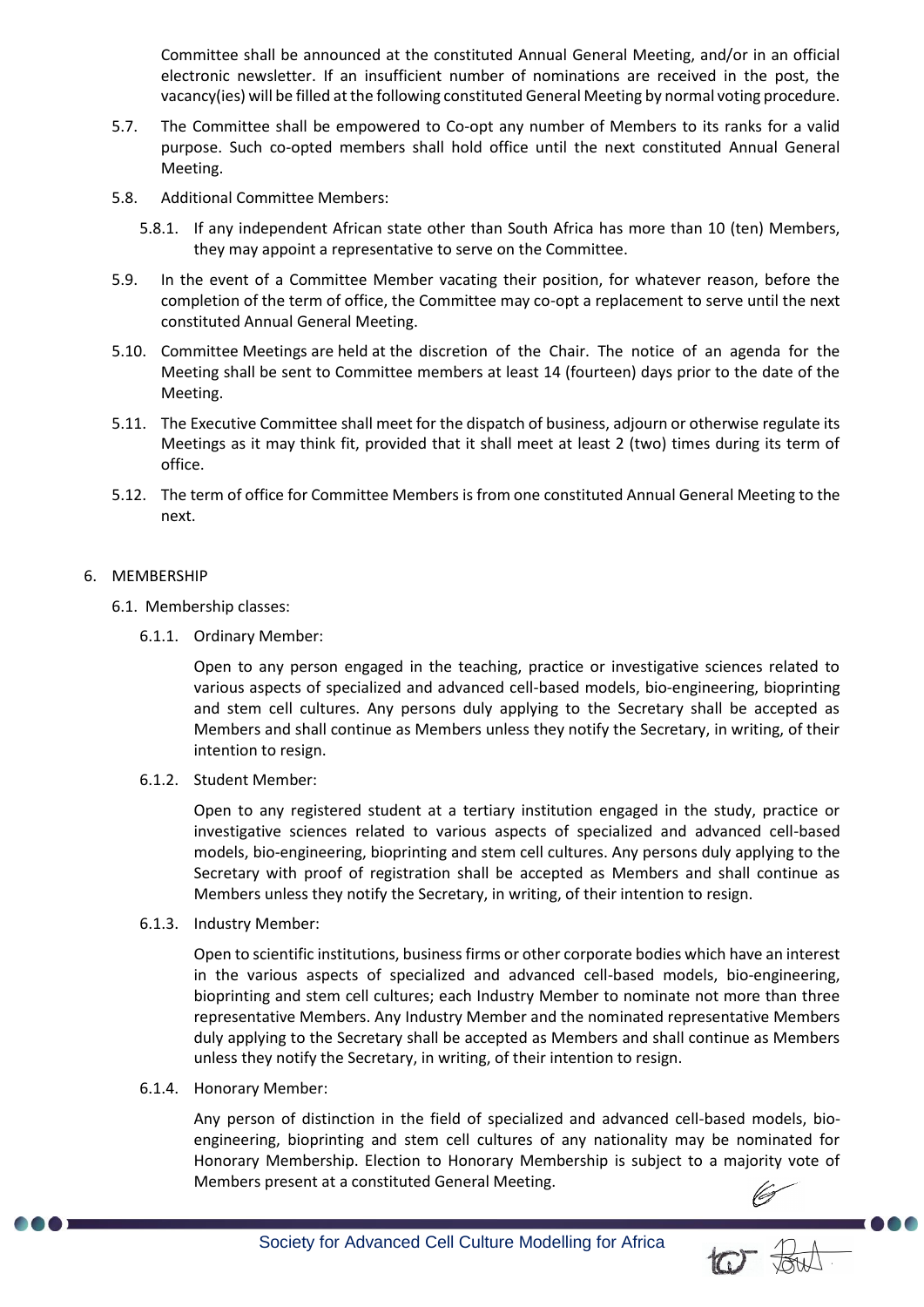Committee shall be announced at the constituted Annual General Meeting, and/or in an official electronic newsletter. If an insufficient number of nominations are received in the post, the vacancy(ies) will be filled at the following constituted General Meeting by normal voting procedure.

5.7. The Committee shall be empowered to Co-opt any number of Members to its ranks for a valid purpose. Such co-opted members shall hold office until the next constituted Annual General Meeting.

5.8. Additional Committee Members:

5.8.1. If any independent African state other than South Africa has more than 10 (ten) Members, they may appoint a representative to serve on the Committee.

5.9. In the event of a Committee Member vacating their position, for whatever reason, before the completion of the term of office, the Committee may co-opt a replacement to serve until the next constituted Annual General Meeting.

5.10. Committee Meetings are held at the discretion of the Chair. The notice of an agenda for the Meeting shall be sent to Committee members at least 14 (fourteen) days prior to the date of the Meeting.

5.11. The Executive Committee shall meet for the dispatch of business, adjourn or otherwise regulate its Meetings as it may think fit, provided that it shall meet at least 2 (two) times during its term of office.

5.12. The term of office for Committee Members is from one constituted Annual General Meeting to the next.

6. MEMBERSHIP

6.1. Membership classes:

6.1.1. Ordinary Member:

Open to any person engaged in the teaching, practice or investigative sciences related to various aspects of specialized and advanced cell-based models, bio-engineering, bioprinting and stem cell cultures. Any persons duly applying to the Secretary shall be accepted as Members and shall continue as Members unless they notify the Secretary, in writing, of their intention to resign.

6.1.2. Student Member:

Open to any registered student at a tertiary institution engaged in the study, practice or investigative sciences related to various aspects of specialized and advanced cell-based models, bio-engineering, bioprinting and stem cell cultures. Any persons duly applying to the Secretary with proof of registration shall be accepted as Members and shall continue as Members unless they notify the Secretary, in writing, of their intention to resign.

6.1.3. Industry Member:

Open to scientific institutions, business firms or other corporate bodies which have an interest in the various aspects of specialized and advanced cell-based models, bio-engineering, bioprinting and stem cell cultures; each Industry Member to nominate not more than three representative Members. Any Industry Member and the nominated representative Members duly applying to the Secretary shall be accepted as Members and shall continue as Members unless they notify the Secretary, in writing, of their intention to resign.

6.1.4. Honorary Member:

Any person of distinction in the field of specialized and advanced cell-based models, bio-engineering, bioprinting and stem cell cultures of any nationality may be nominated for Honorary Membership. Election to Honorary Membership is subject to a majority vote of Members present at a constituted General Meeting.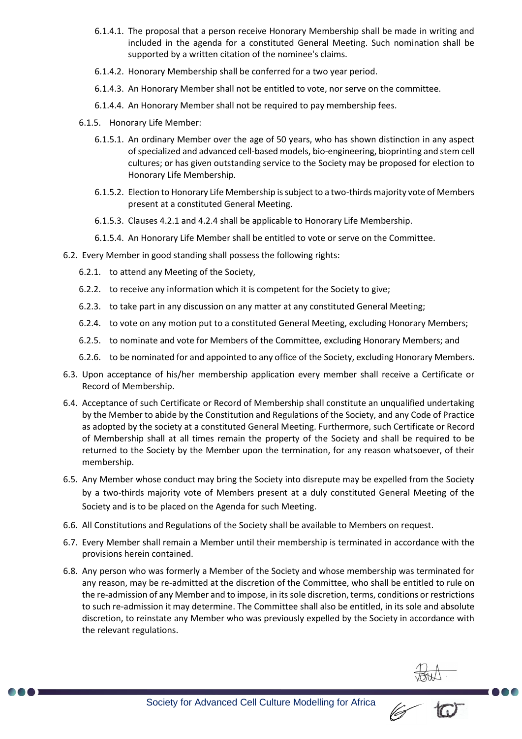- 6.1.4.1. The proposal that a person receive Honorary Membership shall be made in writing and included in the agenda for a constituted General Meeting. Such nomination shall be supported by a written citation of the nominee's claims.
- 6.1.4.2. Honorary Membership shall be conferred for a two year period.
- 6.1.4.3. An Honorary Member shall not be entitled to vote, nor serve on the committee.
- 6.1.4.4. An Honorary Member shall not be required to pay membership fees.

6.1.5. Honorary Life Member:

- 6.1.5.1. An ordinary Member over the age of 50 years, who has shown distinction in any aspect of specialized and advanced cell-based models, bio-engineering, bioprinting and stem cell cultures; or has given outstanding service to the Society may be proposed for election to Honorary Life Membership.
- 6.1.5.2. Election to Honorary Life Membership is subject to a two-thirds majority vote of Members present at a constituted General Meeting.
- 6.1.5.3. Clauses 4.2.1 and 4.2.4 shall be applicable to Honorary Life Membership.
- 6.1.5.4. An Honorary Life Member shall be entitled to vote or serve on the Committee.

6.2. Every Member in good standing shall possess the following rights:

- 6.2.1. to attend any Meeting of the Society,
- 6.2.2. to receive any information which it is competent for the Society to give;
- 6.2.3. to take part in any discussion on any matter at any constituted General Meeting;
- 6.2.4. to vote on any motion put to a constituted General Meeting, excluding Honorary Members;
- 6.2.5. to nominate and vote for Members of the Committee, excluding Honorary Members; and
- 6.2.6. to be nominated for and appointed to any office of the Society, excluding Honorary Members.

6.3. Upon acceptance of his/her membership application every member shall receive a Certificate or Record of Membership.

6.4. Acceptance of such Certificate or Record of Membership shall constitute an unqualified undertaking by the Member to abide by the Constitution and Regulations of the Society, and any Code of Practice as adopted by the society at a constituted General Meeting. Furthermore, such Certificate or Record of Membership shall at all times remain the property of the Society and shall be required to be returned to the Society by the Member upon the termination, for any reason whatsoever, of their membership.

6.5. Any Member whose conduct may bring the Society into disrepute may be expelled from the Society by a two-thirds majority vote of Members present at a duly constituted General Meeting of the Society and is to be placed on the Agenda for such Meeting.

6.6. All Constitutions and Regulations of the Society shall be available to Members on request.

6.7. Every Member shall remain a Member until their membership is terminated in accordance with the provisions herein contained.

6.8. Any person who was formerly a Member of the Society and whose membership was terminated for any reason, may be re-admitted at the discretion of the Committee, who shall be entitled to rule on the re-admission of any Member and to impose, in its sole discretion, terms, conditions or restrictions to such re-admission it may determine. The Committee shall also be entitled, in its sole and absolute discretion, to reinstate any Member who was previously expelled by the Society in accordance with the relevant regulations.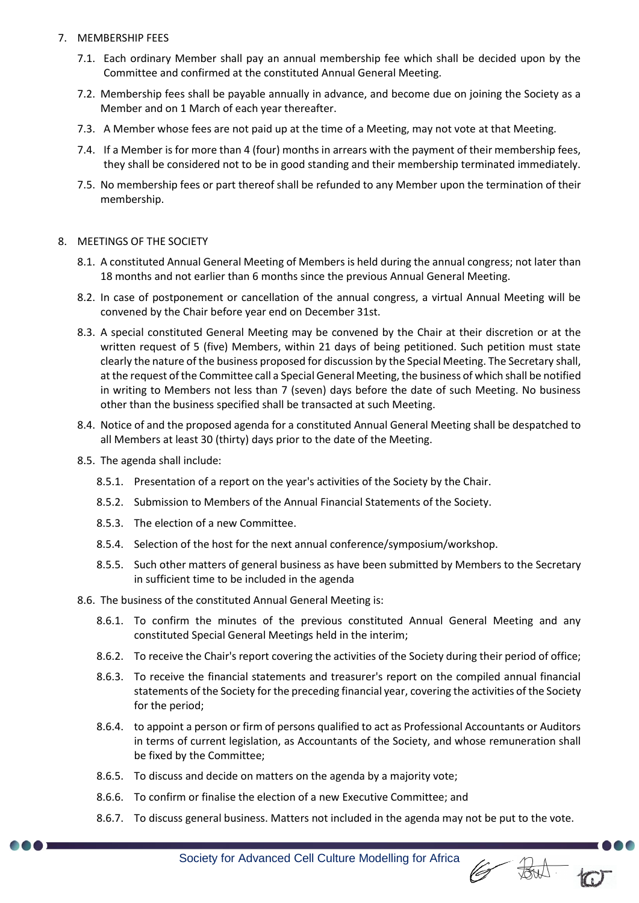7. MEMBERSHIP FEES

   7.1. Each ordinary Member shall pay an annual membership fee which shall be decided upon by the Committee and confirmed at the constituted Annual General Meeting.

   7.2. Membership fees shall be payable annually in advance, and become due on joining the Society as a Member and on 1 March of each year thereafter.

   7.3. A Member whose fees are not paid up at the time of a Meeting, may not vote at that Meeting.

   7.4. If a Member is for more than 4 (four) months in arrears with the payment of their membership fees, they shall be considered not to be in good standing and their membership terminated immediately.

   7.5. No membership fees or part thereof shall be refunded to any Member upon the termination of their membership.

8. MEETINGS OF THE SOCIETY

   8.1. A constituted Annual General Meeting of Members is held during the annual congress; not later than 18 months and not earlier than 6 months since the previous Annual General Meeting.

   8.2. In case of postponement or cancellation of the annual congress, a virtual Annual Meeting will be convened by the Chair before year end on December 31st.

   8.3. A special constituted General Meeting may be convened by the Chair at their discretion or at the written request of 5 (five) Members, within 21 days of being petitioned. Such petition must state clearly the nature of the business proposed for discussion by the Special Meeting. The Secretary shall, at the request of the Committee call a Special General Meeting, the business of which shall be notified in writing to Members not less than 7 (seven) days before the date of such Meeting. No business other than the business specified shall be transacted at such Meeting.

   8.4. Notice of and the proposed agenda for a constituted Annual General Meeting shall be despatched to all Members at least 30 (thirty) days prior to the date of the Meeting.

   8.5. The agenda shall include:

      8.5.1. Presentation of a report on the year's activities of the Society by the Chair.

      8.5.2. Submission to Members of the Annual Financial Statements of the Society.

      8.5.3. The election of a new Committee.

      8.5.4. Selection of the host for the next annual conference/symposium/workshop.

      8.5.5. Such other matters of general business as have been submitted by Members to the Secretary in sufficient time to be included in the agenda

   8.6. The business of the constituted Annual General Meeting is:

      8.6.1. To confirm the minutes of the previous constituted Annual General Meeting and any constituted Special General Meetings held in the interim;

      8.6.2. To receive the Chair's report covering the activities of the Society during their period of office;

      8.6.3. To receive the financial statements and treasurer's report on the compiled annual financial statements of the Society for the preceding financial year, covering the activities of the Society for the period;

      8.6.4. to appoint a person or firm of persons qualified to act as Professional Accountants or Auditors in terms of current legislation, as Accountants of the Society, and whose remuneration shall be fixed by the Committee;

      8.6.5. To discuss and decide on matters on the agenda by a majority vote;

      8.6.6. To confirm or finalise the election of a new Executive Committee; and

      8.6.7. To discuss general business. Matters not included in the agenda may not be put to the vote.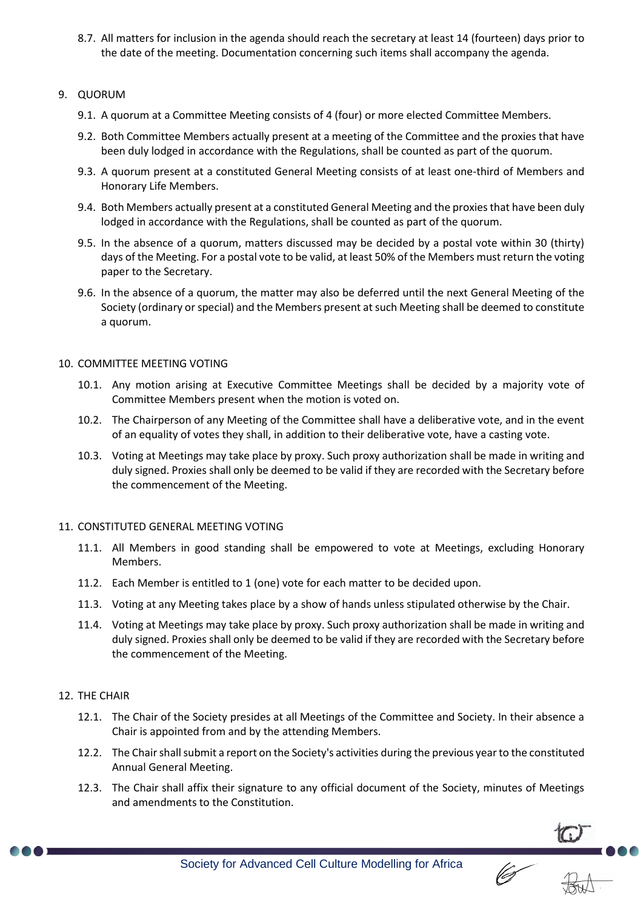8.7. All matters for inclusion in the agenda should reach the secretary at least 14 (fourteen) days prior to the date of the meeting. Documentation concerning such items shall accompany the agenda.

## 9. QUORUM

9.1. A quorum at a Committee Meeting consists of 4 (four) or more elected Committee Members.

9.2. Both Committee Members actually present at a meeting of the Committee and the proxies that have been duly lodged in accordance with the Regulations, shall be counted as part of the quorum.

9.3. A quorum present at a constituted General Meeting consists of at least one-third of Members and Honorary Life Members.

9.4. Both Members actually present at a constituted General Meeting and the proxies that have been duly lodged in accordance with the Regulations, shall be counted as part of the quorum.

9.5. In the absence of a quorum, matters discussed may be decided by a postal vote within 30 (thirty) days of the Meeting. For a postal vote to be valid, at least 50% of the Members must return the voting paper to the Secretary.

9.6. In the absence of a quorum, the matter may also be deferred until the next General Meeting of the Society (ordinary or special) and the Members present at such Meeting shall be deemed to constitute a quorum.

## 10. COMMITTEE MEETING VOTING

10.1. Any motion arising at Executive Committee Meetings shall be decided by a majority vote of Committee Members present when the motion is voted on.

10.2. The Chairperson of any Meeting of the Committee shall have a deliberative vote, and in the event of an equality of votes they shall, in addition to their deliberative vote, have a casting vote.

10.3. Voting at Meetings may take place by proxy. Such proxy authorization shall be made in writing and duly signed. Proxies shall only be deemed to be valid if they are recorded with the Secretary before the commencement of the Meeting.

## 11. CONSTITUTED GENERAL MEETING VOTING

11.1. All Members in good standing shall be empowered to vote at Meetings, excluding Honorary Members.

11.2. Each Member is entitled to 1 (one) vote for each matter to be decided upon.

11.3. Voting at any Meeting takes place by a show of hands unless stipulated otherwise by the Chair.

11.4. Voting at Meetings may take place by proxy. Such proxy authorization shall be made in writing and duly signed. Proxies shall only be deemed to be valid if they are recorded with the Secretary before the commencement of the Meeting.

## 12. THE CHAIR

12.1. The Chair of the Society presides at all Meetings of the Committee and Society. In their absence a Chair is appointed from and by the attending Members.

12.2. The Chair shall submit a report on the Society's activities during the previous year to the constituted Annual General Meeting.

12.3. The Chair shall affix their signature to any official document of the Society, minutes of Meetings and amendments to the Constitution.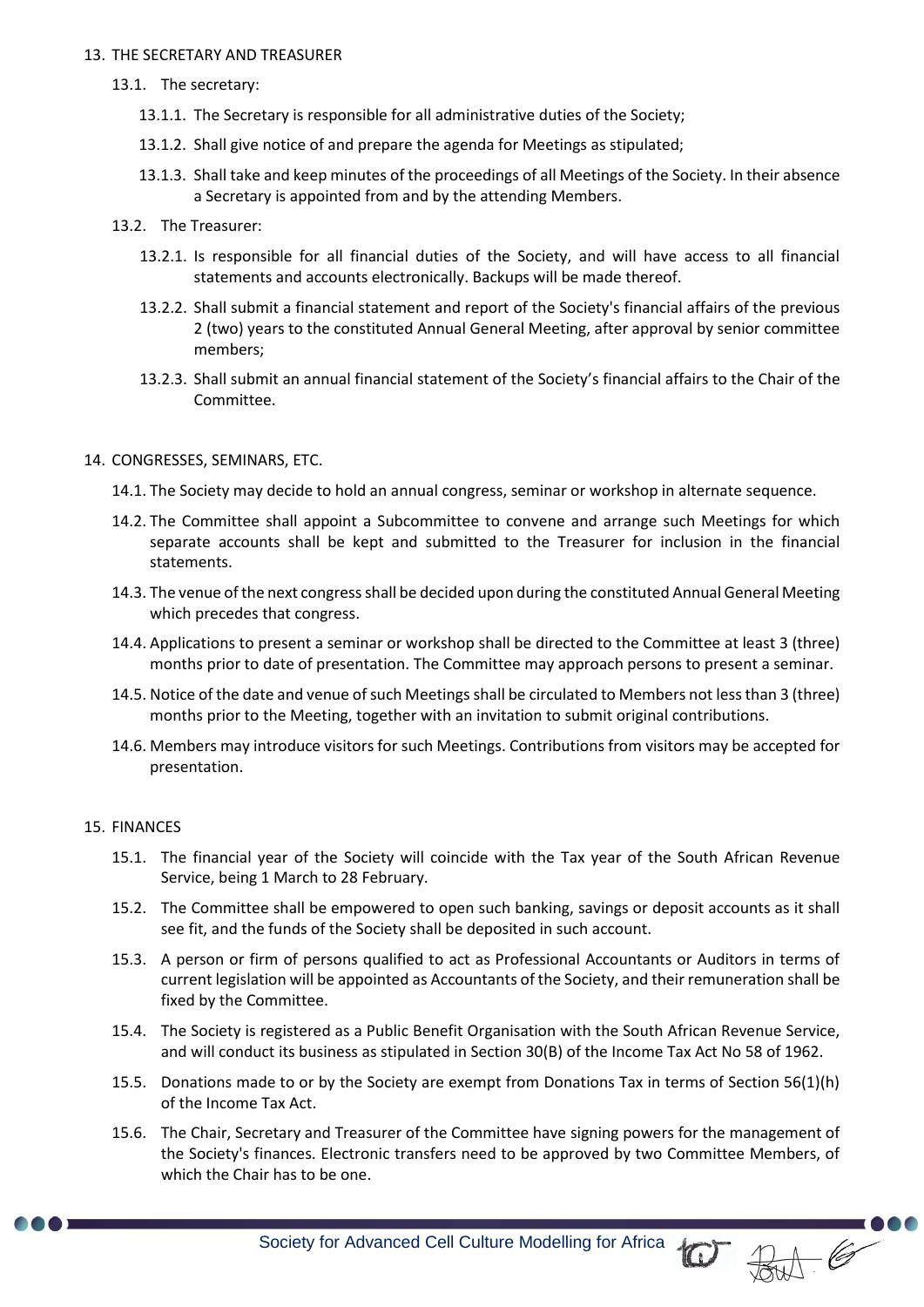## 13. THE SECRETARY AND TREASURER

13.1. The secretary:

13.1.1. The Secretary is responsible for all administrative duties of the Society;

13.1.2. Shall give notice of and prepare the agenda for Meetings as stipulated;

13.1.3. Shall take and keep minutes of the proceedings of all Meetings of the Society. In their absence a Secretary is appointed from and by the attending Members.

13.2. The Treasurer:

13.2.1. Is responsible for all financial duties of the Society, and will have access to all financial statements and accounts electronically. Backups will be made thereof.

13.2.2. Shall submit a financial statement and report of the Society's financial affairs of the previous 2 (two) years to the constituted Annual General Meeting, after approval by senior committee members;

13.2.3. Shall submit an annual financial statement of the Society's financial affairs to the Chair of the Committee.

## 14. CONGRESSES, SEMINARS, ETC.

14.1. The Society may decide to hold an annual congress, seminar or workshop in alternate sequence.

14.2. The Committee shall appoint a Subcommittee to convene and arrange such Meetings for which separate accounts shall be kept and submitted to the Treasurer for inclusion in the financial statements.

14.3. The venue of the next congress shall be decided upon during the constituted Annual General Meeting which precedes that congress.

14.4. Applications to present a seminar or workshop shall be directed to the Committee at least 3 (three) months prior to date of presentation. The Committee may approach persons to present a seminar.

14.5. Notice of the date and venue of such Meetings shall be circulated to Members not less than 3 (three) months prior to the Meeting, together with an invitation to submit original contributions.

14.6. Members may introduce visitors for such Meetings. Contributions from visitors may be accepted for presentation.

## 15. FINANCES

15.1. The financial year of the Society will coincide with the Tax year of the South African Revenue Service, being 1 March to 28 February.

15.2. The Committee shall be empowered to open such banking, savings or deposit accounts as it shall see fit, and the funds of the Society shall be deposited in such account.

15.3. A person or firm of persons qualified to act as Professional Accountants or Auditors in terms of current legislation will be appointed as Accountants of the Society, and their remuneration shall be fixed by the Committee.

15.4. The Society is registered as a Public Benefit Organisation with the South African Revenue Service, and will conduct its business as stipulated in Section 30(B) of the Income Tax Act No 58 of 1962.

15.5. Donations made to or by the Society are exempt from Donations Tax in terms of Section 56(1)(h) of the Income Tax Act.

15.6. The Chair, Secretary and Treasurer of the Committee have signing powers for the management of the Society's finances. Electronic transfers need to be approved by two Committee Members, of which the Chair has to be one.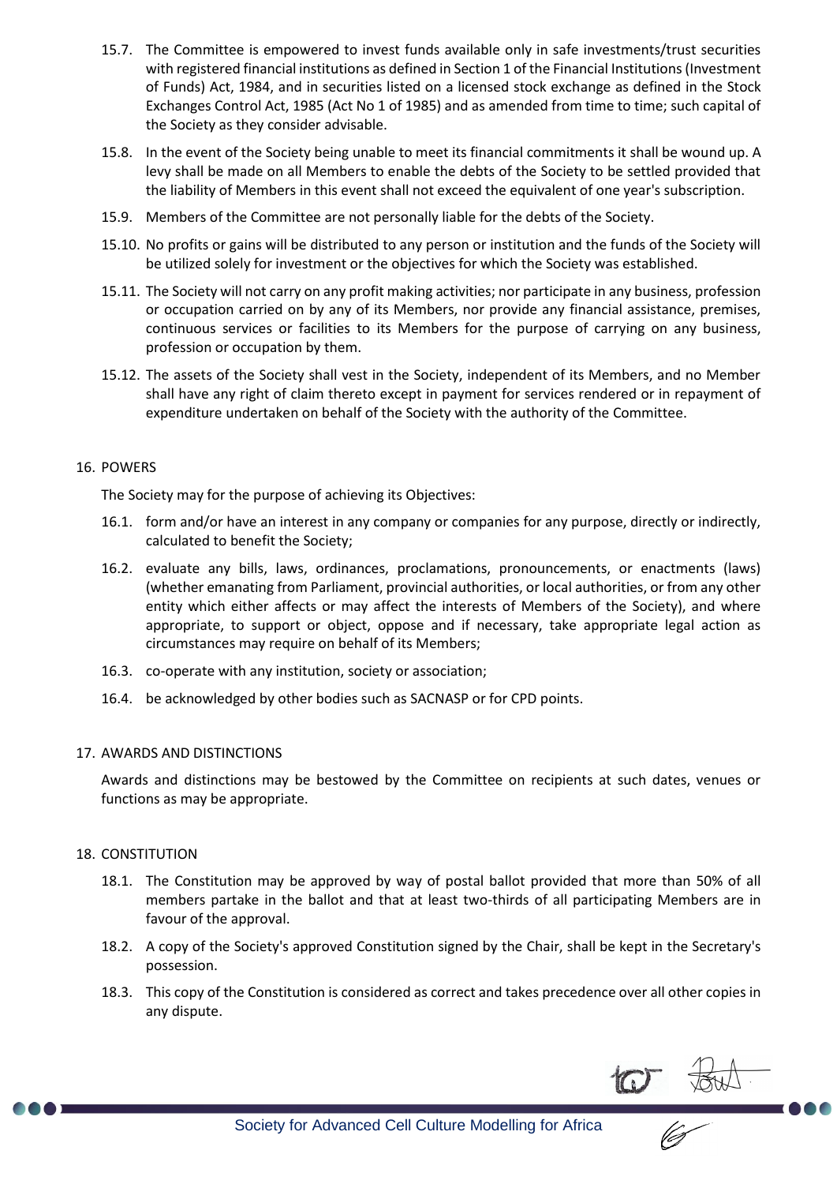15.7. The Committee is empowered to invest funds available only in safe investments/trust securities with registered financial institutions as defined in Section 1 of the Financial Institutions (Investment of Funds) Act, 1984, and in securities listed on a licensed stock exchange as defined in the Stock Exchanges Control Act, 1985 (Act No 1 of 1985) and as amended from time to time; such capital of the Society as they consider advisable.

15.8. In the event of the Society being unable to meet its financial commitments it shall be wound up. A levy shall be made on all Members to enable the debts of the Society to be settled provided that the liability of Members in this event shall not exceed the equivalent of one year's subscription.

15.9. Members of the Committee are not personally liable for the debts of the Society.

15.10. No profits or gains will be distributed to any person or institution and the funds of the Society will be utilized solely for investment or the objectives for which the Society was established.

15.11. The Society will not carry on any profit making activities; nor participate in any business, profession or occupation carried on by any of its Members, nor provide any financial assistance, premises, continuous services or facilities to its Members for the purpose of carrying on any business, profession or occupation by them.

15.12. The assets of the Society shall vest in the Society, independent of its Members, and no Member shall have any right of claim thereto except in payment for services rendered or in repayment of expenditure undertaken on behalf of the Society with the authority of the Committee.

## 16. POWERS

The Society may for the purpose of achieving its Objectives:

16.1. form and/or have an interest in any company or companies for any purpose, directly or indirectly, calculated to benefit the Society;

16.2. evaluate any bills, laws, ordinances, proclamations, pronouncements, or enactments (laws) (whether emanating from Parliament, provincial authorities, or local authorities, or from any other entity which either affects or may affect the interests of Members of the Society), and where appropriate, to support or object, oppose and if necessary, take appropriate legal action as circumstances may require on behalf of its Members;

16.3. co-operate with any institution, society or association;

16.4. be acknowledged by other bodies such as SACNASP or for CPD points.

## 17. AWARDS AND DISTINCTIONS

Awards and distinctions may be bestowed by the Committee on recipients at such dates, venues or functions as may be appropriate.

## 18. CONSTITUTION

18.1. The Constitution may be approved by way of postal ballot provided that more than 50% of all members partake in the ballot and that at least two-thirds of all participating Members are in favour of the approval.

18.2. A copy of the Society's approved Constitution signed by the Chair, shall be kept in the Secretary's possession.

18.3. This copy of the Constitution is considered as correct and takes precedence over all other copies in any dispute.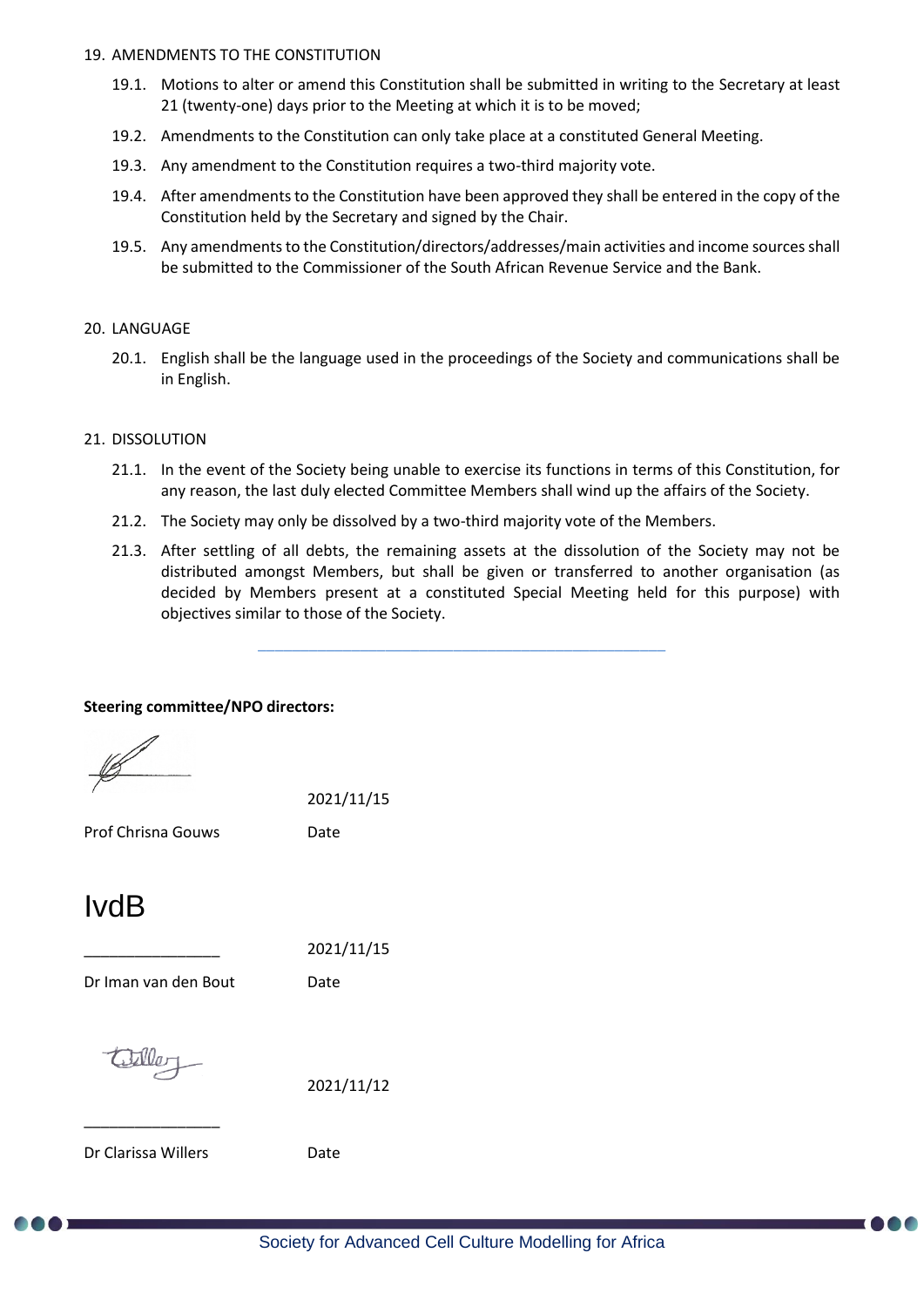## 19. AMENDMENTS TO THE CONSTITUTION

19.1. Motions to alter or amend this Constitution shall be submitted in writing to the Secretary at least 21 (twenty-one) days prior to the Meeting at which it is to be moved;

19.2. Amendments to the Constitution can only take place at a constituted General Meeting.

19.3. Any amendment to the Constitution requires a two-third majority vote.

19.4. After amendments to the Constitution have been approved they shall be entered in the copy of the Constitution held by the Secretary and signed by the Chair.

19.5. Any amendments to the Constitution/directors/addresses/main activities and income sources shall be submitted to the Commissioner of the South African Revenue Service and the Bank.

## 20. LANGUAGE

20.1. English shall be the language used in the proceedings of the Society and communications shall be in English.

## 21. DISSOLUTION

21.1. In the event of the Society being unable to exercise its functions in terms of this Constitution, for any reason, the last duly elected Committee Members shall wind up the affairs of the Society.

21.2. The Society may only be dissolved by a two-third majority vote of the Members.

21.3. After settling of all debts, the remaining assets at the dissolution of the Society may not be distributed amongst Members, but shall be given or transferred to another organisation (as decided by Members present at a constituted Special Meeting held for this purpose) with objectives similar to those of the Society.

---

**Steering committee/NPO directors:**

2021/11/15

Prof Chrisna Gouws — Date

IvdB

________________ 2021/11/15

Dr Iman van den Bout — Date

2021/11/12

________________

Dr Clarissa Willers — Date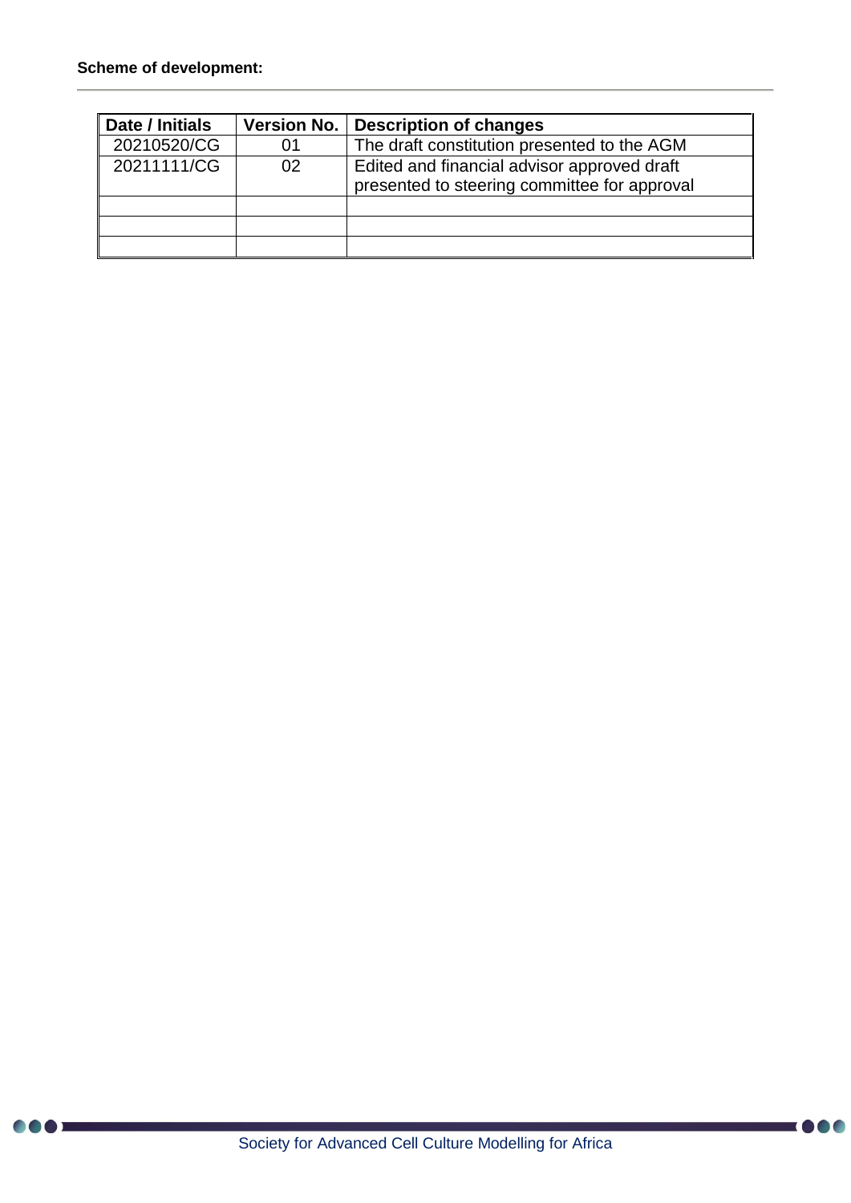**Scheme of development:**

| Date / Initials | Version No. | Description of changes |
|---|---|---|
| 20210520/CG | 01 | The draft constitution presented to the AGM |
| 20211111/CG | 02 | Edited and financial advisor approved draft presented to steering committee for approval |
| | | |
| | | |
| | | |